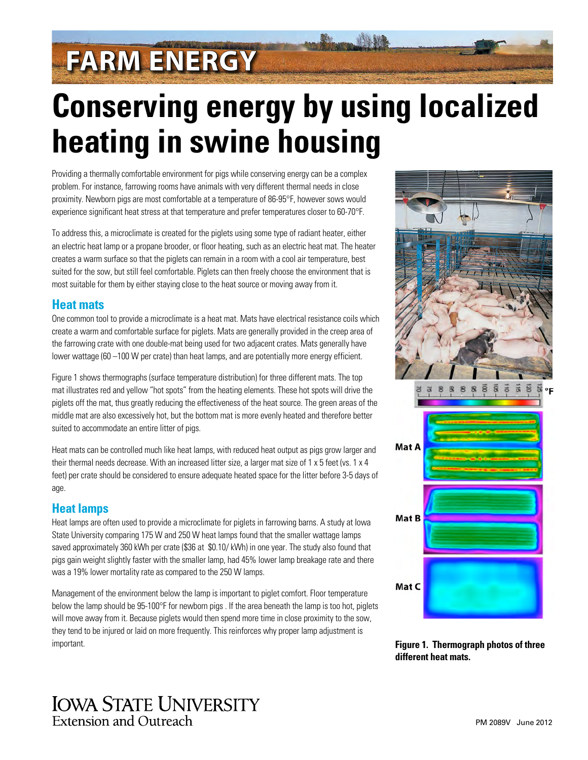FARM ENERGY

# Conserving energy by using localized heating in swine housing

Providing a thermally comfortable environment for pigs while conserving energy can be a complex problem. For instance, farrowing rooms have animals with very different thermal needs in close proximity. Newborn pigs are most comfortable at a temperature of 86-95°F, however sows would experience significant heat stress at that temperature and prefer temperatures closer to 60-70°F.

To address this, a microclimate is created for the piglets using some type of radiant heater, either an electric heat lamp or a propane brooder, or floor heating, such as an electric heat mat. The heater creates a warm surface so that the piglets can remain in a room with a cool air temperature, best suited for the sow, but still feel comfortable. Piglets can then freely choose the environment that is most suitable for them by either staying close to the heat source or moving away from it.

## Heat mats

One common tool to provide a microclimate is a heat mat. Mats have electrical resistance coils which create a warm and comfortable surface for piglets. Mats are generally provided in the creep area of the farrowing crate with one double-mat being used for two adjacent crates. Mats generally have lower wattage (60 –100 W per crate) than heat lamps, and are potentially more energy efficient.

Figure 1 shows thermographs (surface temperature distribution) for three different mats. The top mat illustrates red and yellow "hot spots" from the heating elements. These hot spots will drive the piglets off the mat, thus greatly reducing the effectiveness of the heat source. The green areas of the middle mat are also excessively hot, but the bottom mat is more evenly heated and therefore better suited to accommodate an entire litter of pigs.

Heat mats can be controlled much like heat lamps, with reduced heat output as pigs grow larger and their thermal needs decrease. With an increased litter size, a larger mat size of 1 x 5 feet (vs. 1 x 4 feet) per crate should be considered to ensure adequate heated space for the litter before 3-5 days of age.

## Heat lamps

Heat lamps are often used to provide a microclimate for piglets in farrowing barns. A study at Iowa State University comparing 175 W and 250 W heat lamps found that the smaller wattage lamps saved approximately 360 kWh per crate ($36 at $0.10/ kWh) in one year. The study also found that pigs gain weight slightly faster with the smaller lamp, had 45% lower lamp breakage rate and there was a 19% lower mortality rate as compared to the 250 W lamps.

Management of the environment below the lamp is important to piglet comfort. Floor temperature below the lamp should be 95-100°F for newborn pigs . If the area beneath the lamp is too hot, piglets will move away from it. Because piglets would then spend more time in close proximity to the sow, they tend to be injured or laid on more frequently. This reinforces why proper lamp adjustment is important.

Mat A

Mat B

Mat C

**Figure 1. Thermograph photos of three different heat mats.**

IOWA STATE UNIVERSITY
Extension and Outreach

PM 2089V June 2012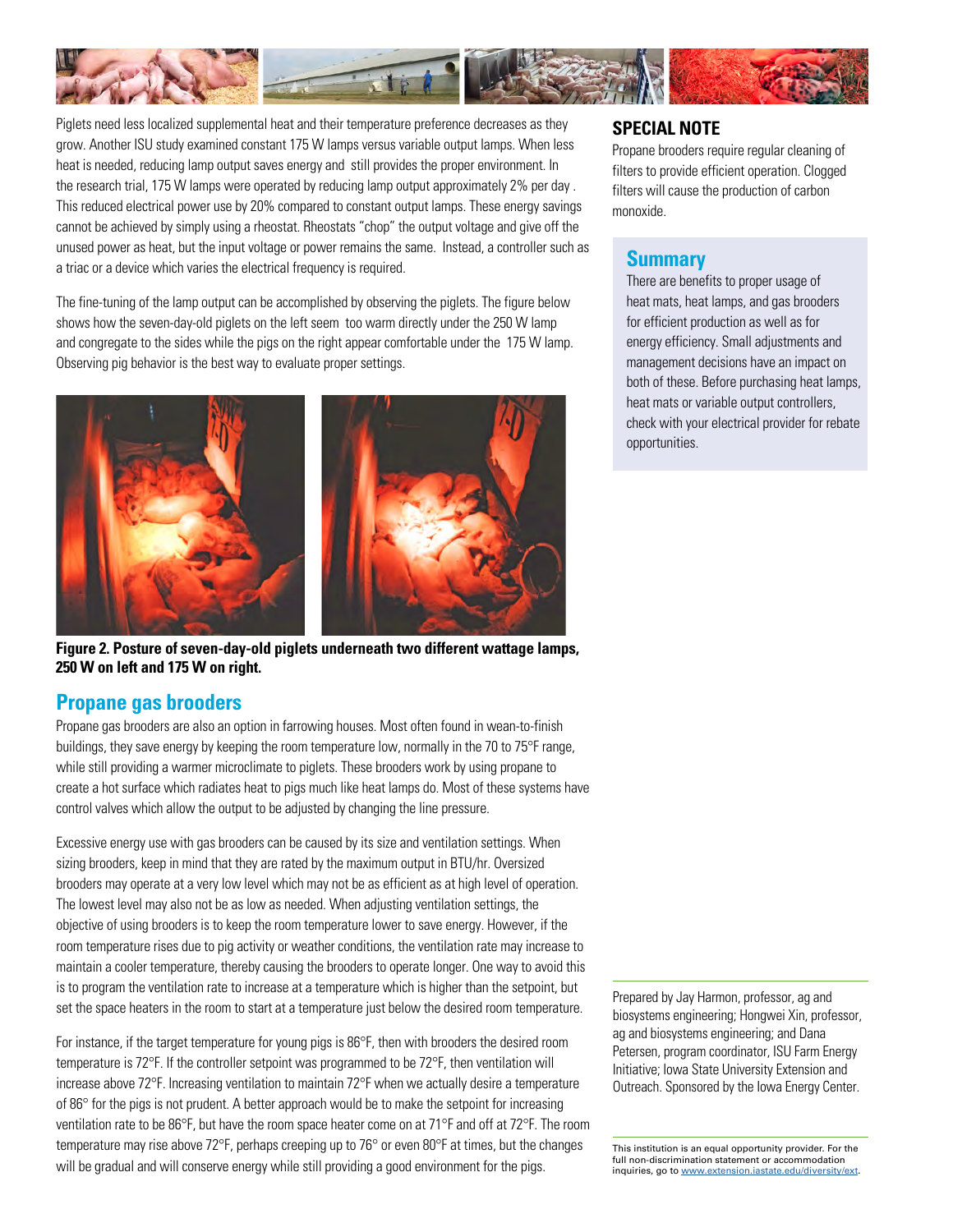Piglets need less localized supplemental heat and their temperature preference decreases as they grow. Another ISU study examined constant 175 W lamps versus variable output lamps. When less heat is needed, reducing lamp output saves energy and still provides the proper environment. In the research trial, 175 W lamps were operated by reducing lamp output approximately 2% per day . This reduced electrical power use by 20% compared to constant output lamps. These energy savings cannot be achieved by simply using a rheostat. Rheostats "chop" the output voltage and give off the unused power as heat, but the input voltage or power remains the same. Instead, a controller such as a triac or a device which varies the electrical frequency is required.

The fine-tuning of the lamp output can be accomplished by observing the piglets. The figure below shows how the seven-day-old piglets on the left seem too warm directly under the 250 W lamp and congregate to the sides while the pigs on the right appear comfortable under the 175 W lamp. Observing pig behavior is the best way to evaluate proper settings.

**Figure 2. Posture of seven-day-old piglets underneath two different wattage lamps, 250 W on left and 175 W on right.**

## Propane gas brooders

Propane gas brooders are also an option in farrowing houses. Most often found in wean-to-finish buildings, they save energy by keeping the room temperature low, normally in the 70 to 75°F range, while still providing a warmer microclimate to piglets. These brooders work by using propane to create a hot surface which radiates heat to pigs much like heat lamps do. Most of these systems have control valves which allow the output to be adjusted by changing the line pressure.

Excessive energy use with gas brooders can be caused by its size and ventilation settings. When sizing brooders, keep in mind that they are rated by the maximum output in BTU/hr. Oversized brooders may operate at a very low level which may not be as efficient as at high level of operation. The lowest level may also not be as low as needed. When adjusting ventilation settings, the objective of using brooders is to keep the room temperature lower to save energy. However, if the room temperature rises due to pig activity or weather conditions, the ventilation rate may increase to maintain a cooler temperature, thereby causing the brooders to operate longer. One way to avoid this is to program the ventilation rate to increase at a temperature which is higher than the setpoint, but set the space heaters in the room to start at a temperature just below the desired room temperature.

For instance, if the target temperature for young pigs is 86°F, then with brooders the desired room temperature is 72°F. If the controller setpoint was programmed to be 72°F, then ventilation will increase above 72°F. Increasing ventilation to maintain 72°F when we actually desire a temperature of 86° for the pigs is not prudent. A better approach would be to make the setpoint for increasing ventilation rate to be 86°F, but have the room space heater come on at 71°F and off at 72°F. The room temperature may rise above 72°F, perhaps creeping up to 76° or even 80°F at times, but the changes will be gradual and will conserve energy while still providing a good environment for the pigs.

### SPECIAL NOTE

Propane brooders require regular cleaning of filters to provide efficient operation. Clogged filters will cause the production of carbon monoxide.

## Summary

There are benefits to proper usage of heat mats, heat lamps, and gas brooders for efficient production as well as for energy efficiency. Small adjustments and management decisions have an impact on both of these. Before purchasing heat lamps, heat mats or variable output controllers, check with your electrical provider for rebate opportunities.

Prepared by Jay Harmon, professor, ag and biosystems engineering; Hongwei Xin, professor, ag and biosystems engineering; and Dana Petersen, program coordinator, ISU Farm Energy Initiative; Iowa State University Extension and Outreach. Sponsored by the Iowa Energy Center.

This institution is an equal opportunity provider. For the full non-discrimination statement or accommodation inquiries, go to www.extension.iastate.edu/diversity/ext.